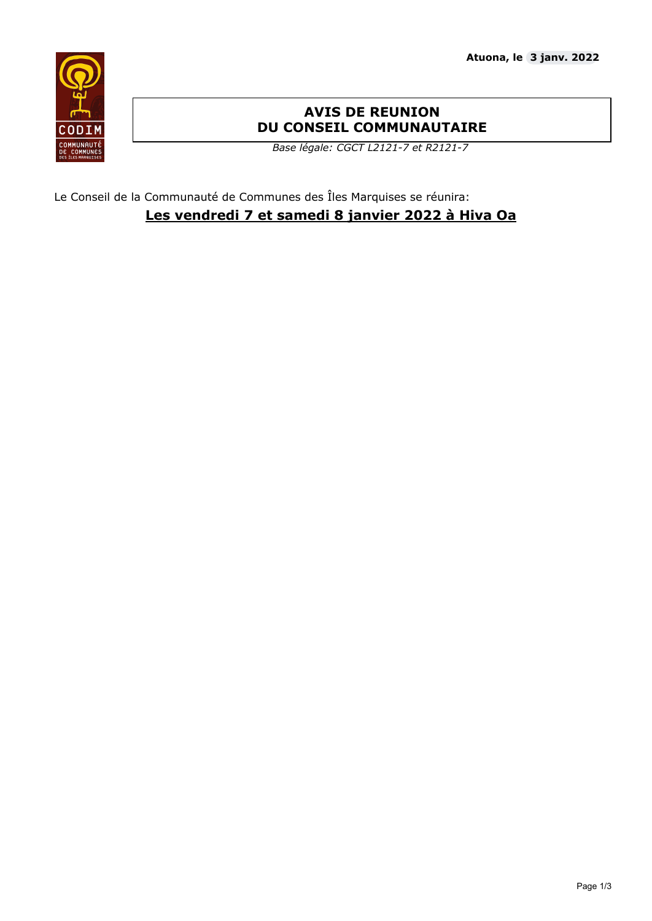**Atuona, le 3 janv. 2022**

CODIM

COMMUNAUTÉ DE COMMUNES DES ÎLES MARQUISES

# AVIS DE REUNION DU CONSEIL COMMUNAUTAIRE

*Base légale: CGCT L2121-7 et R2121-7*

Le Conseil de la Communauté de Communes des Îles Marquises se réunira:

**Les vendredi 7 et samedi 8 janvier 2022 à Hiva Oa**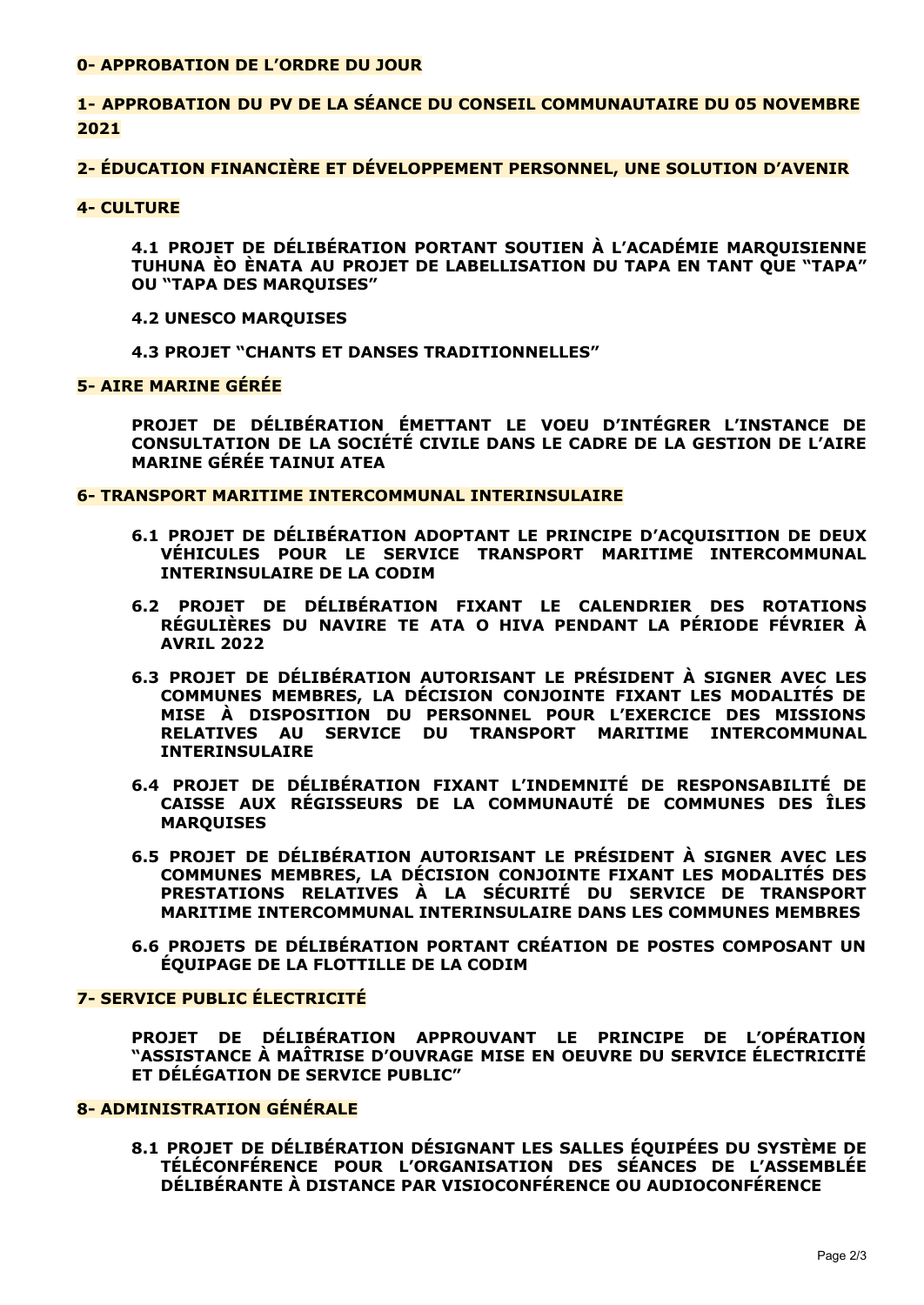**0- APPROBATION DE L'ORDRE DU JOUR**

**1- APPROBATION DU PV DE LA SÉANCE DU CONSEIL COMMUNAUTAIRE DU 05 NOVEMBRE 2021**

**2- ÉDUCATION FINANCIÈRE ET DÉVELOPPEMENT PERSONNEL, UNE SOLUTION D'AVENIR**

**4- CULTURE**

**4.1 PROJET DE DÉLIBÉRATION PORTANT SOUTIEN À L'ACADÉMIE MARQUISIENNE TUHUNA ÈO ÈNATA AU PROJET DE LABELLISATION DU TAPA EN TANT QUE "TAPA" OU "TAPA DES MARQUISES"**

**4.2 UNESCO MARQUISES**

**4.3 PROJET "CHANTS ET DANSES TRADITIONNELLES"**

**5- AIRE MARINE GÉRÉE**

**PROJET DE DÉLIBÉRATION ÉMETTANT LE VOEU D'INTÉGRER L'INSTANCE DE CONSULTATION DE LA SOCIÉTÉ CIVILE DANS LE CADRE DE LA GESTION DE L'AIRE MARINE GÉRÉE TAINUI ATEA**

**6- TRANSPORT MARITIME INTERCOMMUNAL INTERINSULAIRE**

**6.1 PROJET DE DÉLIBÉRATION ADOPTANT LE PRINCIPE D'ACQUISITION DE DEUX VÉHICULES POUR LE SERVICE TRANSPORT MARITIME INTERCOMMUNAL INTERINSULAIRE DE LA CODIM**

**6.2 PROJET DE DÉLIBÉRATION FIXANT LE CALENDRIER DES ROTATIONS RÉGULIÈRES DU NAVIRE TE ATA O HIVA PENDANT LA PÉRIODE FÉVRIER À AVRIL 2022**

**6.3 PROJET DE DÉLIBÉRATION AUTORISANT LE PRÉSIDENT À SIGNER AVEC LES COMMUNES MEMBRES, LA DÉCISION CONJOINTE FIXANT LES MODALITÉS DE MISE À DISPOSITION DU PERSONNEL POUR L'EXERCICE DES MISSIONS RELATIVES AU SERVICE DU TRANSPORT MARITIME INTERCOMMUNAL INTERINSULAIRE**

**6.4 PROJET DE DÉLIBÉRATION FIXANT L'INDEMNITÉ DE RESPONSABILITÉ DE CAISSE AUX RÉGISSEURS DE LA COMMUNAUTÉ DE COMMUNES DES ÎLES MARQUISES**

**6.5 PROJET DE DÉLIBÉRATION AUTORISANT LE PRÉSIDENT À SIGNER AVEC LES COMMUNES MEMBRES, LA DÉCISION CONJOINTE FIXANT LES MODALITÉS DES PRESTATIONS RELATIVES À LA SÉCURITÉ DU SERVICE DE TRANSPORT MARITIME INTERCOMMUNAL INTERINSULAIRE DANS LES COMMUNES MEMBRES**

**6.6 PROJETS DE DÉLIBÉRATION PORTANT CRÉATION DE POSTES COMPOSANT UN ÉQUIPAGE DE LA FLOTTILLE DE LA CODIM**

**7- SERVICE PUBLIC ÉLECTRICITÉ**

**PROJET DE DÉLIBÉRATION APPROUVANT LE PRINCIPE DE L'OPÉRATION "ASSISTANCE À MAÎTRISE D'OUVRAGE MISE EN OEUVRE DU SERVICE ÉLECTRICITÉ ET DÉLÉGATION DE SERVICE PUBLIC"**

**8- ADMINISTRATION GÉNÉRALE**

**8.1 PROJET DE DÉLIBÉRATION DÉSIGNANT LES SALLES ÉQUIPÉES DU SYSTÈME DE TÉLÉCONFÉRENCE POUR L'ORGANISATION DES SÉANCES DE L'ASSEMBLÉE DÉLIBÉRANTE À DISTANCE PAR VISIOCONFÉRENCE OU AUDIOCONFÉRENCE**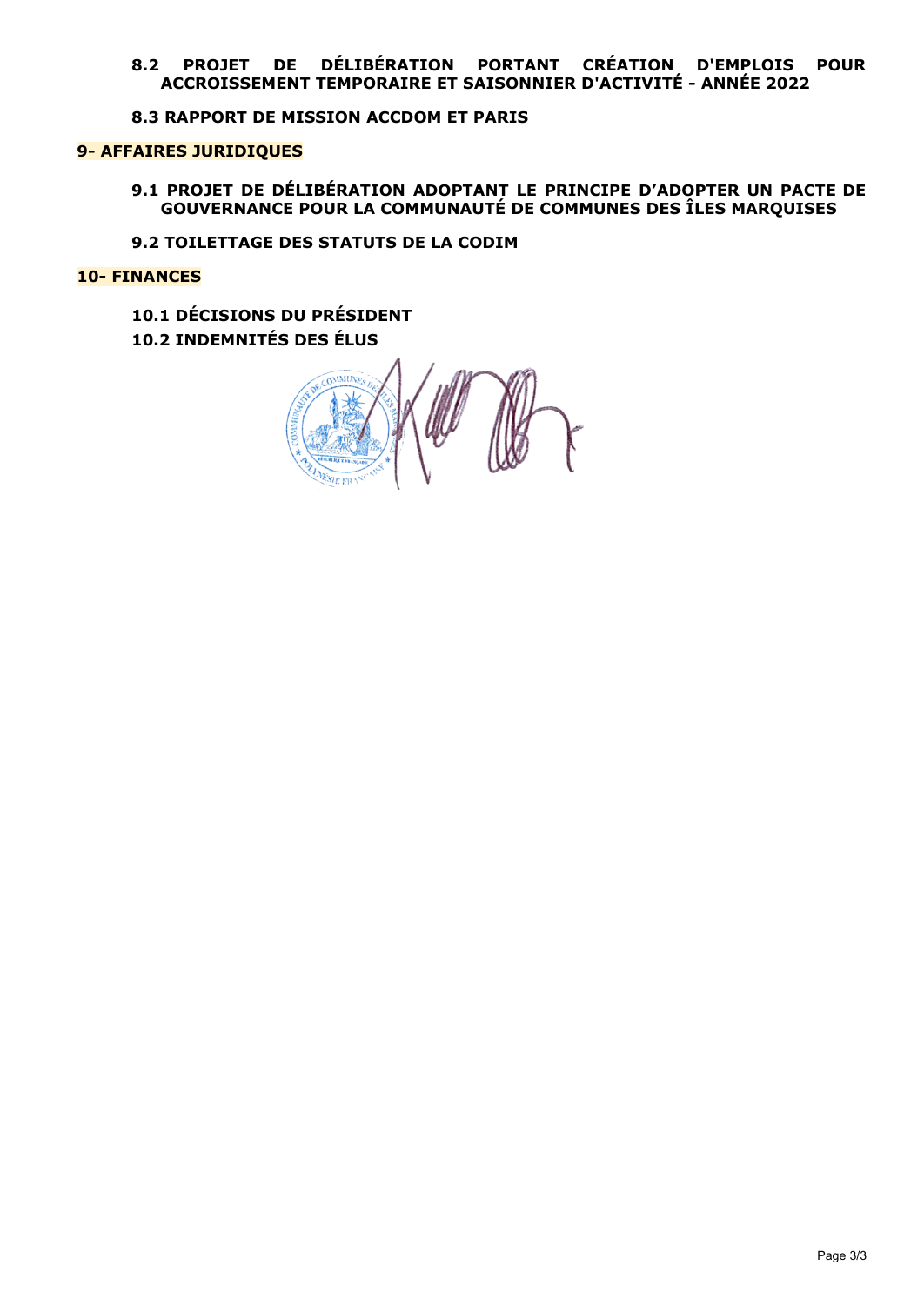**8.2 PROJET DE DÉLIBÉRATION PORTANT CRÉATION D'EMPLOIS POUR ACCROISSEMENT TEMPORAIRE ET SAISONNIER D'ACTIVITÉ - ANNÉE 2022**

**8.3 RAPPORT DE MISSION ACCDOM ET PARIS**

## 9- AFFAIRES JURIDIQUES

**9.1 PROJET DE DÉLIBÉRATION ADOPTANT LE PRINCIPE D'ADOPTER UN PACTE DE GOUVERNANCE POUR LA COMMUNAUTÉ DE COMMUNES DES ÎLES MARQUISES**

**9.2 TOILETTAGE DES STATUTS DE LA CODIM**

## 10- FINANCES

**10.1 DÉCISIONS DU PRÉSIDENT**

**10.2 INDEMNITÉS DES ÉLUS**